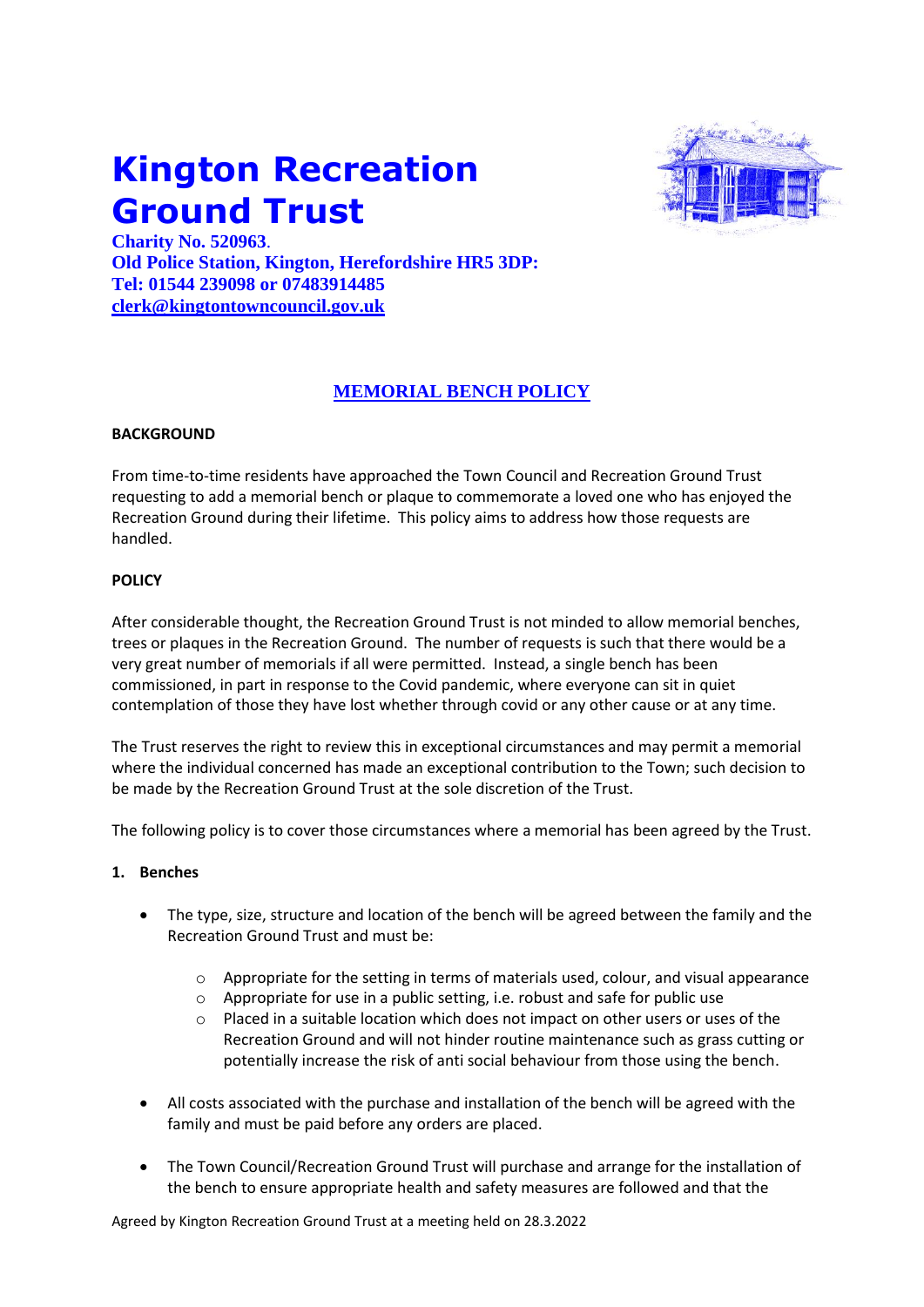# Kington Recreation Ground Trust

**Charity No. 520963.**
**Old Police Station, Kington, Herefordshire HR5 3DP:**
**Tel: 01544 239098 or 07483914485**
**clerk@kingtontowncouncil.gov.uk**

## MEMORIAL BENCH POLICY

**BACKGROUND**

From time-to-time residents have approached the Town Council and Recreation Ground Trust requesting to add a memorial bench or plaque to commemorate a loved one who has enjoyed the Recreation Ground during their lifetime. This policy aims to address how those requests are handled.

**POLICY**

After considerable thought, the Recreation Ground Trust is not minded to allow memorial benches, trees or plaques in the Recreation Ground. The number of requests is such that there would be a very great number of memorials if all were permitted. Instead, a single bench has been commissioned, in part in response to the Covid pandemic, where everyone can sit in quiet contemplation of those they have lost whether through covid or any other cause or at any time.

The Trust reserves the right to review this in exceptional circumstances and may permit a memorial where the individual concerned has made an exceptional contribution to the Town; such decision to be made by the Recreation Ground Trust at the sole discretion of the Trust.

The following policy is to cover those circumstances where a memorial has been agreed by the Trust.

**1. Benches**

- The type, size, structure and location of the bench will be agreed between the family and the Recreation Ground Trust and must be:
  - Appropriate for the setting in terms of materials used, colour, and visual appearance
  - Appropriate for use in a public setting, i.e. robust and safe for public use
  - Placed in a suitable location which does not impact on other users or uses of the Recreation Ground and will not hinder routine maintenance such as grass cutting or potentially increase the risk of anti social behaviour from those using the bench.
- All costs associated with the purchase and installation of the bench will be agreed with the family and must be paid before any orders are placed.
- The Town Council/Recreation Ground Trust will purchase and arrange for the installation of the bench to ensure appropriate health and safety measures are followed and that the

Agreed by Kington Recreation Ground Trust at a meeting held on 28.3.2022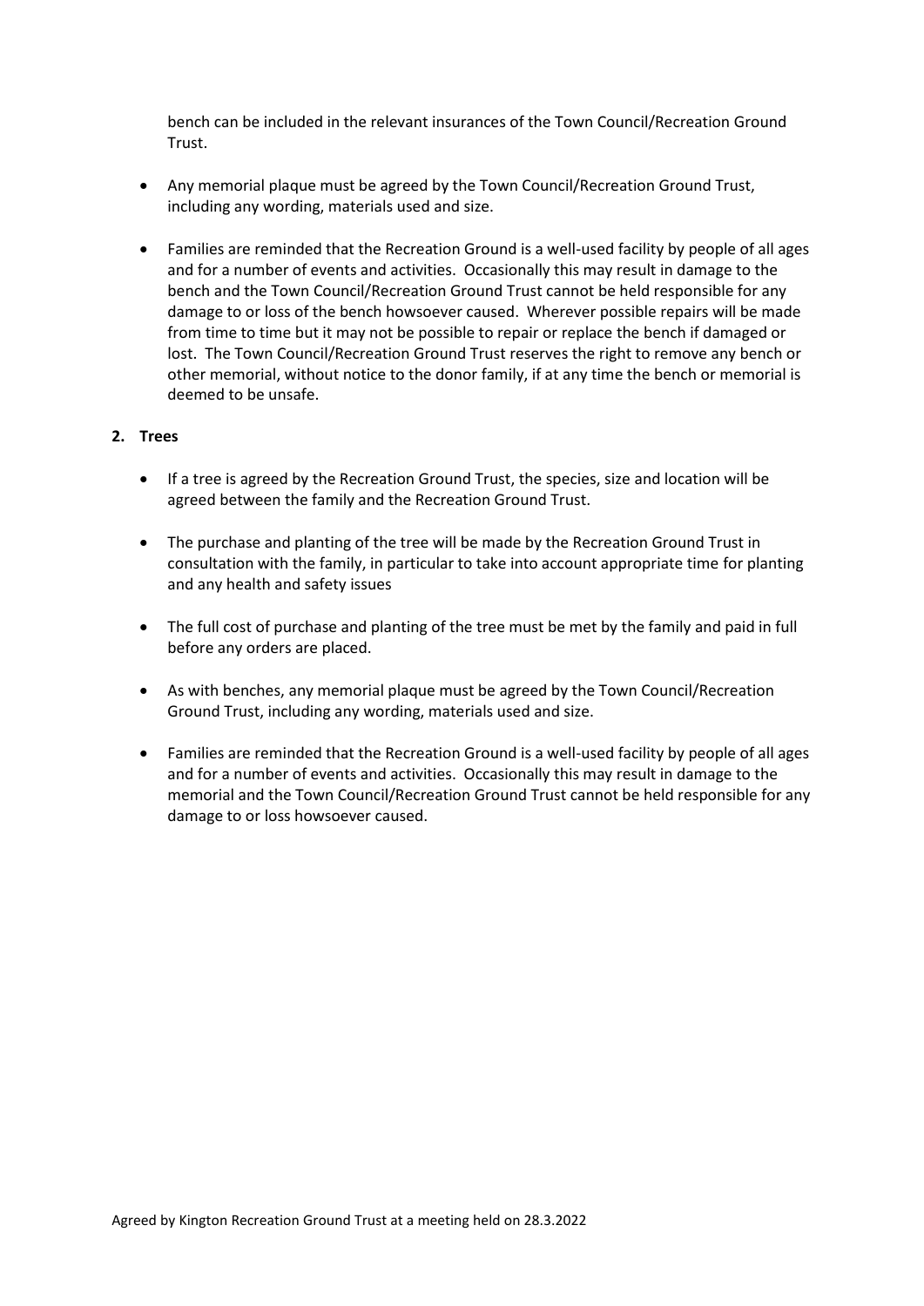bench can be included in the relevant insurances of the Town Council/Recreation Ground Trust.

- Any memorial plaque must be agreed by the Town Council/Recreation Ground Trust, including any wording, materials used and size.
- Families are reminded that the Recreation Ground is a well-used facility by people of all ages and for a number of events and activities. Occasionally this may result in damage to the bench and the Town Council/Recreation Ground Trust cannot be held responsible for any damage to or loss of the bench howsoever caused. Wherever possible repairs will be made from time to time but it may not be possible to repair or replace the bench if damaged or lost. The Town Council/Recreation Ground Trust reserves the right to remove any bench or other memorial, without notice to the donor family, if at any time the bench or memorial is deemed to be unsafe.

**2. Trees**

- If a tree is agreed by the Recreation Ground Trust, the species, size and location will be agreed between the family and the Recreation Ground Trust.
- The purchase and planting of the tree will be made by the Recreation Ground Trust in consultation with the family, in particular to take into account appropriate time for planting and any health and safety issues
- The full cost of purchase and planting of the tree must be met by the family and paid in full before any orders are placed.
- As with benches, any memorial plaque must be agreed by the Town Council/Recreation Ground Trust, including any wording, materials used and size.
- Families are reminded that the Recreation Ground is a well-used facility by people of all ages and for a number of events and activities. Occasionally this may result in damage to the memorial and the Town Council/Recreation Ground Trust cannot be held responsible for any damage to or loss howsoever caused.

Agreed by Kington Recreation Ground Trust at a meeting held on 28.3.2022